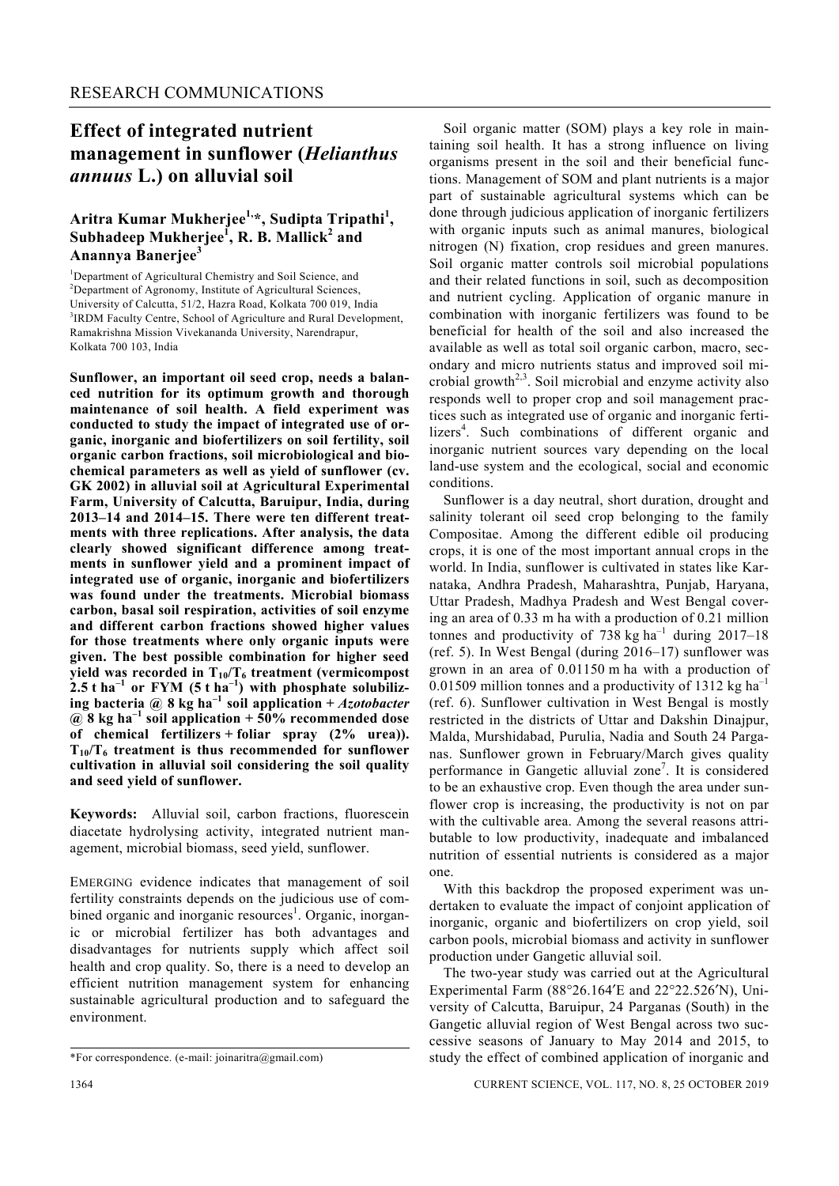RESEARCH COMMUNICATIONS

# Effect of integrated nutrient management in sunflower (*Helianthus annuus* L.) on alluvial soil

**Aritra Kumar Mukherjee[1,*], Sudipta Tripathi[1], Subhadeep Mukherjee[1], R. B. Mallick[2] and Anannya Banerjee[3]**

[1]Department of Agricultural Chemistry and Soil Science, and
[2]Department of Agronomy, Institute of Agricultural Sciences, University of Calcutta, 51/2, Hazra Road, Kolkata 700 019, India
[3]IRDM Faculty Centre, School of Agriculture and Rural Development, Ramakrishna Mission Vivekananda University, Narendrapur, Kolkata 700 103, India

**Sunflower, an important oil seed crop, needs a balanced nutrition for its optimum growth and thorough maintenance of soil health. A field experiment was conducted to study the impact of integrated use of organic, inorganic and biofertilizers on soil fertility, soil organic carbon fractions, soil microbiological and biochemical parameters as well as yield of sunflower (cv. GK 2002) in alluvial soil at Agricultural Experimental Farm, University of Calcutta, Baruipur, India, during 2013–14 and 2014–15. There were ten different treatments with three replications. After analysis, the data clearly showed significant difference among treatments in sunflower yield and a prominent impact of integrated use of organic, inorganic and biofertilizers was found under the treatments. Microbial biomass carbon, basal soil respiration, activities of soil enzyme and different carbon fractions showed higher values for those treatments where only organic inputs were given. The best possible combination for higher seed yield was recorded in $T_{10}/T_6$ treatment (vermicompost 2.5 t $ha^{-1}$ or FYM (5 t $ha^{-1}$) with phosphate solubilizing bacteria @ 8 kg $ha^{-1}$ soil application + *Azotobacter* @ 8 kg $ha^{-1}$ soil application + 50% recommended dose of chemical fertilizers + foliar spray (2% urea)). $T_{10}/T_6$ treatment is thus recommended for sunflower cultivation in alluvial soil considering the soil quality and seed yield of sunflower.**

**Keywords:** Alluvial soil, carbon fractions, fluorescein diacetate hydrolysing activity, integrated nutrient management, microbial biomass, seed yield, sunflower.

EMERGING evidence indicates that management of soil fertility constraints depends on the judicious use of combined organic and inorganic resources[1]. Organic, inorganic or microbial fertilizer has both advantages and disadvantages for nutrients supply which affect soil health and crop quality. So, there is a need to develop an efficient nutrition management system for enhancing sustainable agricultural production and to safeguard the environment.

Soil organic matter (SOM) plays a key role in maintaining soil health. It has a strong influence on living organisms present in the soil and their beneficial functions. Management of SOM and plant nutrients is a major part of sustainable agricultural systems which can be done through judicious application of inorganic fertilizers with organic inputs such as animal manures, biological nitrogen (N) fixation, crop residues and green manures. Soil organic matter controls soil microbial populations and their related functions in soil, such as decomposition and nutrient cycling. Application of organic manure in combination with inorganic fertilizers was found to be beneficial for health of the soil and also increased the available as well as total soil organic carbon, macro, secondary and micro nutrients status and improved soil microbial growth[2,3]. Soil microbial and enzyme activity also responds well to proper crop and soil management practices such as integrated use of organic and inorganic fertilizers[4]. Such combinations of different organic and inorganic nutrient sources vary depending on the local land-use system and the ecological, social and economic conditions.

Sunflower is a day neutral, short duration, drought and salinity tolerant oil seed crop belonging to the family Compositae. Among the different edible oil producing crops, it is one of the most important annual crops in the world. In India, sunflower is cultivated in states like Karnataka, Andhra Pradesh, Maharashtra, Punjab, Haryana, Uttar Pradesh, Madhya Pradesh and West Bengal covering an area of 0.33 m ha with a production of 0.21 million tonnes and productivity of 738 kg $ha^{-1}$ during 2017–18 (ref. 5). In West Bengal (during 2016–17) sunflower was grown in an area of 0.01150 m ha with a production of 0.01509 million tonnes and a productivity of 1312 kg $ha^{-1}$ (ref. 6). Sunflower cultivation in West Bengal is mostly restricted in the districts of Uttar and Dakshin Dinajpur, Malda, Murshidabad, Purulia, Nadia and South 24 Parganas. Sunflower grown in February/March gives quality performance in Gangetic alluvial zone[7]. It is considered to be an exhaustive crop. Even though the area under sunflower crop is increasing, the productivity is not on par with the cultivable area. Among the several reasons attributable to low productivity, inadequate and imbalanced nutrition of essential nutrients is considered as a major one.

With this backdrop the proposed experiment was undertaken to evaluate the impact of conjoint application of inorganic, organic and biofertilizers on crop yield, soil carbon pools, microbial biomass and activity in sunflower production under Gangetic alluvial soil.

The two-year study was carried out at the Agricultural Experimental Farm (88°26.164′E and 22°22.526′N), University of Calcutta, Baruipur, 24 Parganas (South) in the Gangetic alluvial region of West Bengal across two successive seasons of January to May 2014 and 2015, to study the effect of combined application of inorganic and

*For correspondence. (e-mail: joinaritra@gmail.com)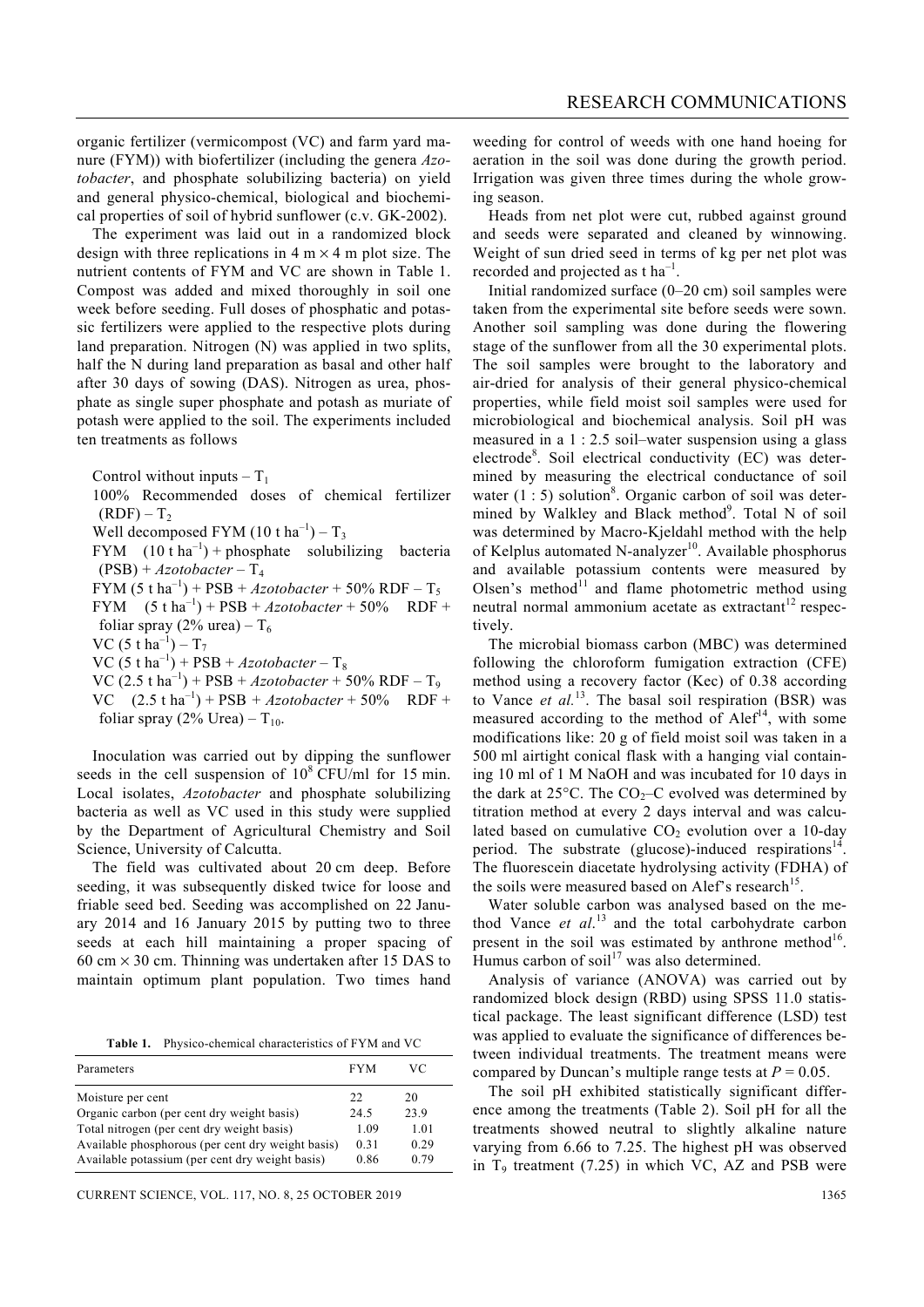organic fertilizer (vermicompost (VC) and farm yard manure (FYM)) with biofertilizer (including the genera *Azotobacter*, and phosphate solubilizing bacteria) on yield and general physico-chemical, biological and biochemical properties of soil of hybrid sunflower (c.v. GK-2002).

The experiment was laid out in a randomized block design with three replications in 4 m × 4 m plot size. The nutrient contents of FYM and VC are shown in Table 1. Compost was added and mixed thoroughly in soil one week before seeding. Full doses of phosphatic and potassic fertilizers were applied to the respective plots during land preparation. Nitrogen (N) was applied in two splits, half the N during land preparation as basal and other half after 30 days of sowing (DAS). Nitrogen as urea, phosphate as single super phosphate and potash as muriate of potash were applied to the soil. The experiments included ten treatments as follows

- Control without inputs – $T_1$
- 100% Recommended doses of chemical fertilizer (RDF) – $T_2$
- Well decomposed FYM (10 t $ha^{-1}$) – $T_3$
- FYM (10 t $ha^{-1}$) + phosphate solubilizing bacteria (PSB) + *Azotobacter* – $T_4$
- FYM (5 t $ha^{-1}$) + PSB + *Azotobacter* + 50% RDF – $T_5$
- FYM (5 t $ha^{-1}$) + PSB + *Azotobacter* + 50% RDF + foliar spray (2% urea) – $T_6$
- VC (5 t $ha^{-1}$) – $T_7$
- VC (5 t $ha^{-1}$) + PSB + *Azotobacter* – $T_8$
- VC (2.5 t $ha^{-1}$) + PSB + *Azotobacter* + 50% RDF – $T_9$
- VC (2.5 t $ha^{-1}$) + PSB + *Azotobacter* + 50% RDF + foliar spray (2% Urea) – $T_{10}$.

Inoculation was carried out by dipping the sunflower seeds in the cell suspension of $10^8$ CFU/ml for 15 min. Local isolates, *Azotobacter* and phosphate solubilizing bacteria as well as VC used in this study were supplied by the Department of Agricultural Chemistry and Soil Science, University of Calcutta.

The field was cultivated about 20 cm deep. Before seeding, it was subsequently disked twice for loose and friable seed bed. Seeding was accomplished on 22 January 2014 and 16 January 2015 by putting two to three seeds at each hill maintaining a proper spacing of 60 cm × 30 cm. Thinning was undertaken after 15 DAS to maintain optimum plant population. Two times hand weeding for control of weeds with one hand hoeing for aeration in the soil was done during the growth period. Irrigation was given three times during the whole growing season.

**Table 1.** Physico-chemical characteristics of FYM and VC

| Parameters | FYM | VC |
|---|---|---|
| Moisture per cent | 22 | 20 |
| Organic carbon (per cent dry weight basis) | 24.5 | 23.9 |
| Total nitrogen (per cent dry weight basis) | 1.09 | 1.01 |
| Available phosphorous (per cent dry weight basis) | 0.31 | 0.29 |
| Available potassium (per cent dry weight basis) | 0.86 | 0.79 |

Heads from net plot were cut, rubbed against ground and seeds were separated and cleaned by winnowing. Weight of sun dried seed in terms of kg per net plot was recorded and projected as t $ha^{-1}$.

Initial randomized surface (0–20 cm) soil samples were taken from the experimental site before seeds were sown. Another soil sampling was done during the flowering stage of the sunflower from all the 30 experimental plots. The soil samples were brought to the laboratory and air-dried for analysis of their general physico-chemical properties, while field moist soil samples were used for microbiological and biochemical analysis. Soil pH was measured in a 1 : 2.5 soil–water suspension using a glass electrode[8]. Soil electrical conductivity (EC) was determined by measuring the electrical conductance of soil water (1 : 5) solution[8]. Organic carbon of soil was determined by Walkley and Black method[9]. Total N of soil was determined by Macro-Kjeldahl method with the help of Kelplus automated N-analyzer[10]. Available phosphorus and available potassium contents were measured by Olsen's method[11] and flame photometric method using neutral normal ammonium acetate as extractant[12] respectively.

The microbial biomass carbon (MBC) was determined following the chloroform fumigation extraction (CFE) method using a recovery factor (Kec) of 0.38 according to Vance *et al.*[13]. The basal soil respiration (BSR) was measured according to the method of Alef[14], with some modifications like: 20 g of field moist soil was taken in a 500 ml airtight conical flask with a hanging vial containing 10 ml of 1 M NaOH and was incubated for 10 days in the dark at 25°C. The $CO_2$–C evolved was determined by titration method at every 2 days interval and was calculated based on cumulative $CO_2$ evolution over a 10-day period. The substrate (glucose)-induced respirations[14]. The fluorescein diacetate hydrolysing activity (FDHA) of the soils were measured based on Alef's research[15].

Water soluble carbon was analysed based on the method Vance *et al.*[13] and the total carbohydrate carbon present in the soil was estimated by anthrone method[16]. Humus carbon of soil[17] was also determined.

Analysis of variance (ANOVA) was carried out by randomized block design (RBD) using SPSS 11.0 statistical package. The least significant difference (LSD) test was applied to evaluate the significance of differences between individual treatments. The treatment means were compared by Duncan's multiple range tests at $P = 0.05$.

The soil pH exhibited statistically significant difference among the treatments (Table 2). Soil pH for all the treatments showed neutral to slightly alkaline nature varying from 6.66 to 7.25. The highest pH was observed in $T_9$ treatment (7.25) in which VC, AZ and PSB were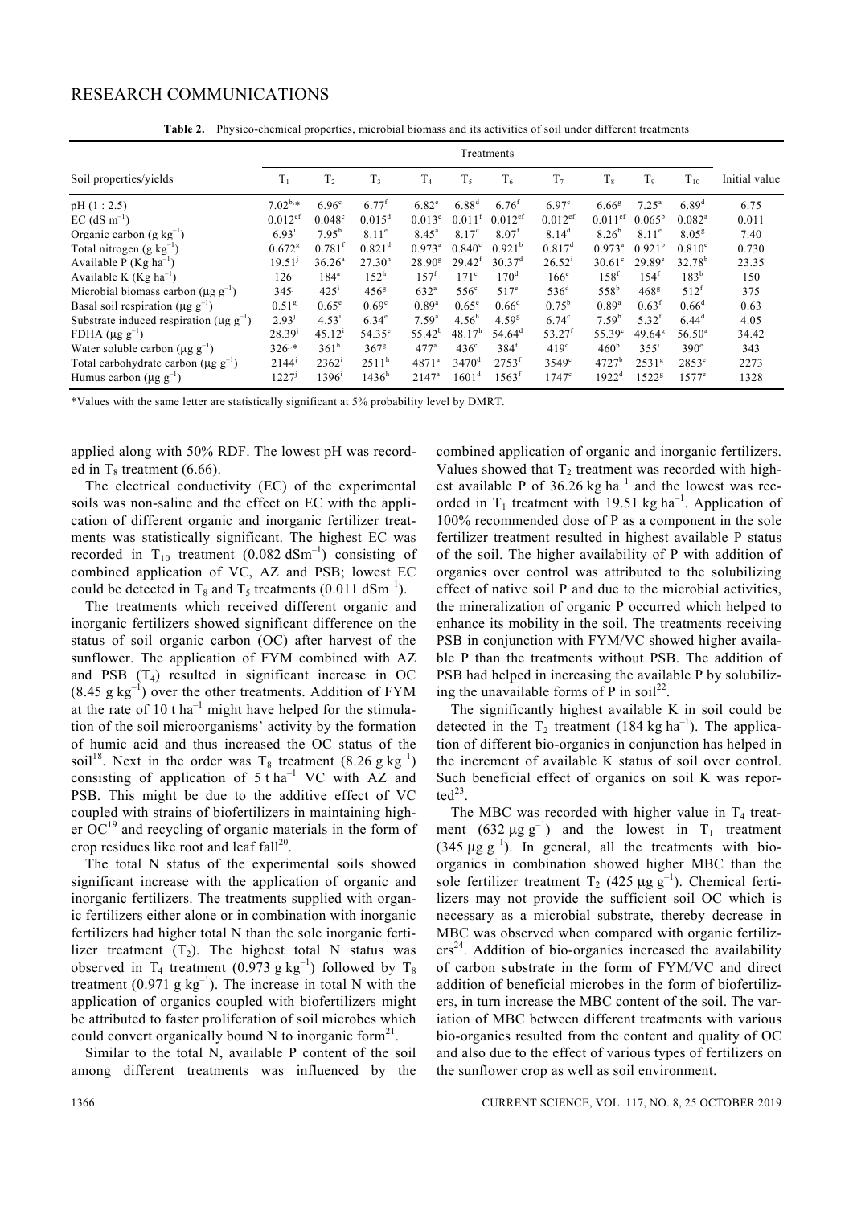**Table 2.** Physico-chemical properties, microbial biomass and its activities of soil under different treatments

| Soil properties/yields | Treatments | | | | | | | | | | Initial value |
|---|---|---|---|---|---|---|---|---|---|---|---|
| | $T_1$ | $T_2$ | $T_3$ | $T_4$ | $T_5$ | $T_6$ | $T_7$ | $T_8$ | $T_9$ | $T_{10}$ | |
| pH (1 : 2.5) | $7.02^{b,*}$ | $6.96^{c}$ | $6.77^{f}$ | $6.82^{e}$ | $6.88^{d}$ | $6.76^{f}$ | $6.97^{c}$ | $6.66^{g}$ | $7.25^{a}$ | $6.89^{d}$ | 6.75 |
| EC (dS $m^{-1}$) | $0.012^{ef}$ | $0.048^{c}$ | $0.015^{d}$ | $0.013^{e}$ | $0.011^{f}$ | $0.012^{ef}$ | $0.012^{ef}$ | $0.011^{ef}$ | $0.065^{b}$ | $0.082^{a}$ | 0.011 |
| Organic carbon (g $kg^{-1}$) | $6.93^{i}$ | $7.95^{h}$ | $8.11^{e}$ | $8.45^{a}$ | $8.17^{c}$ | $8.07^{f}$ | $8.14^{d}$ | $8.26^{b}$ | $8.11^{e}$ | $8.05^{g}$ | 7.40 |
| Total nitrogen (g $kg^{-1}$) | $0.672^{g}$ | $0.781^{f}$ | $0.821^{d}$ | $0.973^{a}$ | $0.840^{c}$ | $0.921^{b}$ | $0.817^{d}$ | $0.973^{a}$ | $0.921^{b}$ | $0.810^{e}$ | 0.730 |
| Available P (Kg $ha^{-1}$) | $19.51^{j}$ | $36.26^{a}$ | $27.30^{h}$ | $28.90^{g}$ | $29.42^{f}$ | $30.37^{d}$ | $26.52^{i}$ | $30.61^{c}$ | $29.89^{e}$ | $32.78^{b}$ | 23.35 |
| Available K (Kg $ha^{-1}$) | $126^{i}$ | $184^{a}$ | $152^{h}$ | $157^{f}$ | $171^{c}$ | $170^{d}$ | $166^{e}$ | $158^{f}$ | $154^{f}$ | $183^{b}$ | 150 |
| Microbial biomass carbon (µg $g^{-1}$) | $345^{j}$ | $425^{i}$ | $456^{g}$ | $632^{a}$ | $556^{c}$ | $517^{e}$ | $536^{d}$ | $558^{b}$ | $468^{g}$ | $512^{f}$ | 375 |
| Basal soil respiration (µg $g^{-1}$) | $0.51^{g}$ | $0.65^{e}$ | $0.69^{c}$ | $0.89^{a}$ | $0.65^{e}$ | $0.66^{d}$ | $0.75^{b}$ | $0.89^{a}$ | $0.63^{f}$ | $0.66^{d}$ | 0.63 |
| Substrate induced respiration (µg $g^{-1}$) | $2.93^{j}$ | $4.53^{i}$ | $6.34^{e}$ | $7.59^{a}$ | $4.56^{h}$ | $4.59^{g}$ | $6.74^{c}$ | $7.59^{b}$ | $5.32^{f}$ | $6.44^{d}$ | 4.05 |
| FDHA (µg $g^{-1}$) | $28.39^{j}$ | $45.12^{i}$ | $54.35^{e}$ | $55.42^{b}$ | $48.17^{h}$ | $54.64^{d}$ | $53.27^{f}$ | $55.39^{c}$ | $49.64^{g}$ | $56.50^{a}$ | 34.42 |
| Water soluble carbon (µg $g^{-1}$) | $326^{j,*}$ | $361^{h}$ | $367^{g}$ | $477^{a}$ | $436^{c}$ | $384^{f}$ | $419^{d}$ | $460^{b}$ | $355^{i}$ | $390^{e}$ | 343 |
| Total carbohydrate carbon (µg $g^{-1}$) | $2144^{j}$ | $2362^{i}$ | $2511^{h}$ | $4871^{a}$ | $3470^{d}$ | $2753^{f}$ | $3549^{c}$ | $4727^{b}$ | $2531^{g}$ | $2853^{e}$ | 2273 |
| Humus carbon (µg $g^{-1}$) | $1227^{j}$ | $1396^{i}$ | $1436^{h}$ | $2147^{a}$ | $1601^{d}$ | $1563^{f}$ | $1747^{c}$ | $1922^{d}$ | $1522^{g}$ | $1577^{e}$ | 1328 |

*Values with the same letter are statistically significant at 5% probability level by DMRT.

applied along with 50% RDF. The lowest pH was recorded in $T_8$ treatment (6.66).

The electrical conductivity (EC) of the experimental soils was non-saline and the effect on EC with the application of different organic and inorganic fertilizer treatments was statistically significant. The highest EC was recorded in $T_{10}$ treatment (0.082 $dSm^{-1}$) consisting of combined application of VC, AZ and PSB; lowest EC could be detected in $T_8$ and $T_5$ treatments (0.011 $dSm^{-1}$).

The treatments which received different organic and inorganic fertilizers showed significant difference on the status of soil organic carbon (OC) after harvest of the sunflower. The application of FYM combined with AZ and PSB ($T_4$) resulted in significant increase in OC (8.45 g $kg^{-1}$) over the other treatments. Addition of FYM at the rate of 10 t $ha^{-1}$ might have helped for the stimulation of the soil microorganisms' activity by the formation of humic acid and thus increased the OC status of the soil[18]. Next in the order was $T_8$ treatment (8.26 g $kg^{-1}$) consisting of application of 5 t $ha^{-1}$ VC with AZ and PSB. This might be due to the additive effect of VC coupled with strains of biofertilizers in maintaining higher OC[19] and recycling of organic materials in the form of crop residues like root and leaf fall[20].

The total N status of the experimental soils showed significant increase with the application of organic and inorganic fertilizers. The treatments supplied with organic fertilizers either alone or in combination with inorganic fertilizers had higher total N than the sole inorganic fertilizer treatment ($T_2$). The highest total N status was observed in $T_4$ treatment (0.973 g $kg^{-1}$) followed by $T_8$ treatment (0.971 g $kg^{-1}$). The increase in total N with the application of organics coupled with biofertilizers might be attributed to faster proliferation of soil microbes which could convert organically bound N to inorganic form[21].

Similar to the total N, available P content of the soil among different treatments was influenced by the combined application of organic and inorganic fertilizers. Values showed that $T_2$ treatment was recorded with highest available P of 36.26 kg $ha^{-1}$ and the lowest was recorded in $T_1$ treatment with 19.51 kg $ha^{-1}$. Application of 100% recommended dose of P as a component in the sole fertilizer treatment resulted in highest available P status of the soil. The higher availability of P with addition of organics over control was attributed to the solubilizing effect of native soil P and due to the microbial activities, the mineralization of organic P occurred which helped to enhance its mobility in the soil. The treatments receiving PSB in conjunction with FYM/VC showed higher available P than the treatments without PSB. The addition of PSB had helped in increasing the available P by solubilizing the unavailable forms of P in soil[22].

The significantly highest available K in soil could be detected in the $T_2$ treatment (184 kg $ha^{-1}$). The application of different bio-organics in conjunction has helped in the increment of available K status of soil over control. Such beneficial effect of organics on soil K was reported[23].

The MBC was recorded with higher value in $T_4$ treatment (632 µg $g^{-1}$) and the lowest in $T_1$ treatment (345 µg $g^{-1}$). In general, all the treatments with bio-organics in combination showed higher MBC than the sole fertilizer treatment $T_2$ (425 µg $g^{-1}$). Chemical fertilizers may not provide the sufficient soil OC which is necessary as a microbial substrate, thereby decrease in MBC was observed when compared with organic fertilizers[24]. Addition of bio-organics increased the availability of carbon substrate in the form of FYM/VC and direct addition of beneficial microbes in the form of biofertilizers, in turn increase the MBC content of the soil. The variation of MBC between different treatments with various bio-organics resulted from the content and quality of OC and also due to the effect of various types of fertilizers on the sunflower crop as well as soil environment.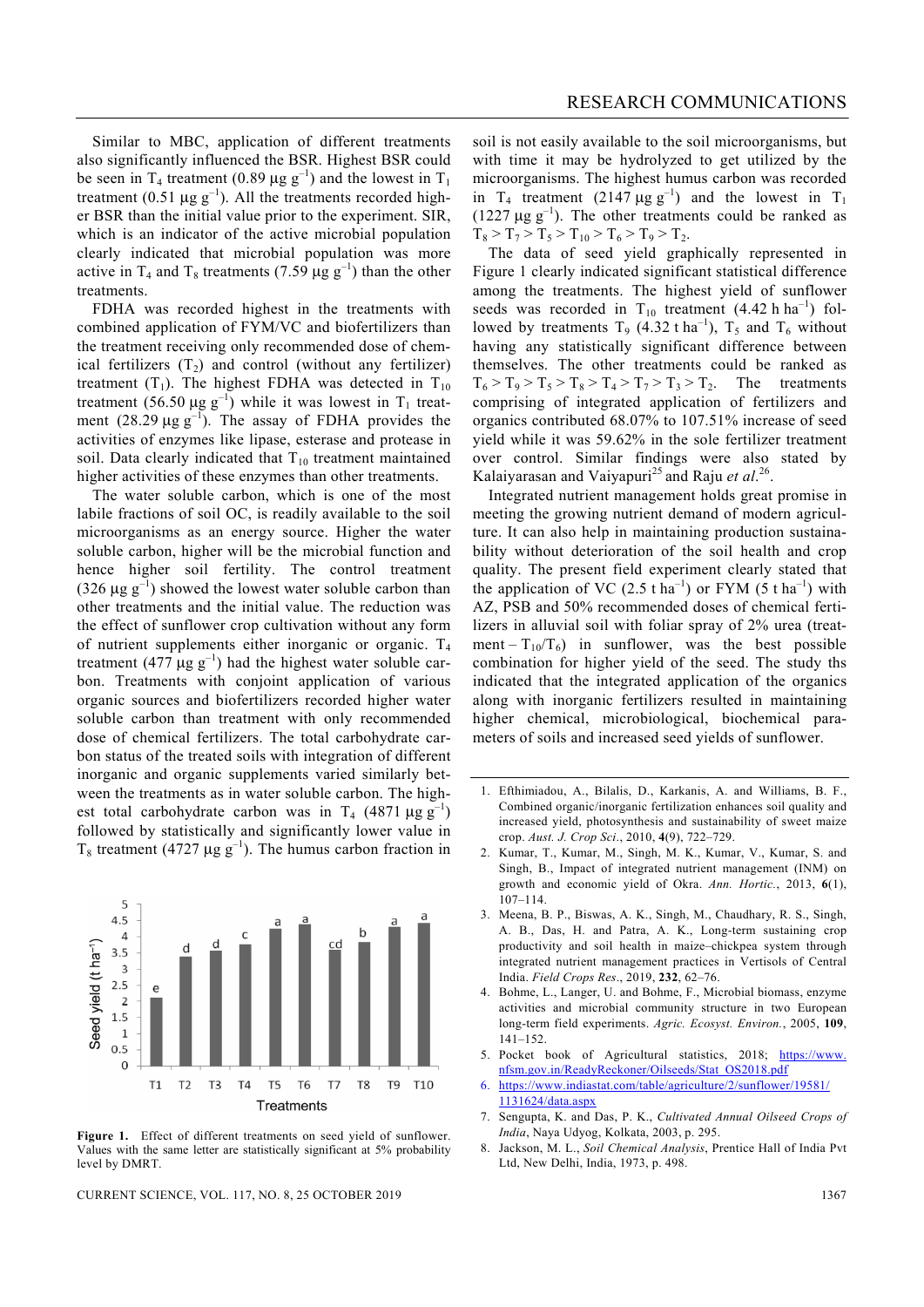Similar to MBC, application of different treatments also significantly influenced the BSR. Highest BSR could be seen in $T_4$ treatment (0.89 μg $g^{-1}$) and the lowest in $T_1$ treatment (0.51 μg $g^{-1}$). All the treatments recorded higher BSR than the initial value prior to the experiment. SIR, which is an indicator of the active microbial population clearly indicated that microbial population was more active in $T_4$ and $T_8$ treatments (7.59 μg $g^{-1}$) than the other treatments.

FDHA was recorded highest in the treatments with combined application of FYM/VC and biofertilizers than the treatment receiving only recommended dose of chemical fertilizers ($T_2$) and control (without any fertilizer) treatment ($T_1$). The highest FDHA was detected in $T_{10}$ treatment (56.50 μg $g^{-1}$) while it was lowest in $T_1$ treatment (28.29 μg $g^{-1}$). The assay of FDHA provides the activities of enzymes like lipase, esterase and protease in soil. Data clearly indicated that $T_{10}$ treatment maintained higher activities of these enzymes than other treatments.

The water soluble carbon, which is one of the most labile fractions of soil OC, is readily available to the soil microorganisms as an energy source. Higher the water soluble carbon, higher will be the microbial function and hence higher soil fertility. The control treatment (326 μg $g^{-1}$) showed the lowest water soluble carbon than other treatments and the initial value. The reduction was the effect of sunflower crop cultivation without any form of nutrient supplements either inorganic or organic. $T_4$ treatment (477 μg $g^{-1}$) had the highest water soluble carbon. Treatments with conjoint application of various organic sources and biofertilizers recorded higher water soluble carbon than treatment with only recommended dose of chemical fertilizers. The total carbohydrate carbon status of the treated soils with integration of different inorganic and organic supplements varied similarly between the treatments as in water soluble carbon. The highest total carbohydrate carbon was in $T_4$ (4871 μg $g^{-1}$) followed by statistically and significantly lower value in $T_8$ treatment (4727 μg $g^{-1}$). The humus carbon fraction in soil is not easily available to the soil microorganisms, but with time it may be hydrolyzed to get utilized by the microorganisms. The highest humus carbon was recorded in $T_4$ treatment (2147 μg $g^{-1}$) and the lowest in $T_1$ (1227 μg $g^{-1}$). The other treatments could be ranked as $T_8 > T_7 > T_5 > T_{10} > T_6 > T_9 > T_2$.

The data of seed yield graphically represented in Figure 1 clearly indicated significant statistical difference among the treatments. The highest yield of sunflower seeds was recorded in $T_{10}$ treatment (4.42 h $ha^{-1}$) followed by treatments $T_9$ (4.32 t $ha^{-1}$), $T_5$ and $T_6$ without having any statistically significant difference between themselves. The other treatments could be ranked as $T_6 > T_9 > T_5 > T_8 > T_4 > T_7 > T_3 > T_2$. The treatments comprising of integrated application of fertilizers and organics contributed 68.07% to 107.51% increase of seed yield while it was 59.62% in the sole fertilizer treatment over control. Similar findings were also stated by Kalaiyarasan and Vaiyapuri[25] and Raju *et al.*[26].

Integrated nutrient management holds great promise in meeting the growing nutrient demand of modern agriculture. It can also help in maintaining production sustainability without deterioration of the soil health and crop quality. The present field experiment clearly stated that the application of VC (2.5 t $ha^{-1}$) or FYM (5 t $ha^{-1}$) with AZ, PSB and 50% recommended doses of chemical fertilizers in alluvial soil with foliar spray of 2% urea (treatment – $T_{10}/T_6$) in sunflower, was the best possible combination for higher yield of the seed. The study ths indicated that the integrated application of the organics along with inorganic fertilizers resulted in maintaining higher chemical, microbiological, biochemical parameters of soils and increased seed yields of sunflower.

**Figure 1.** Effect of different treatments on seed yield of sunflower. Values with the same letter are statistically significant at 5% probability level by DMRT.

1. Efthimiadou, A., Bilalis, D., Karkanis, A. and Williams, B. F., Combined organic/inorganic fertilization enhances soil quality and increased yield, photosynthesis and sustainability of sweet maize crop. *Aust. J. Crop Sci.*, 2010, **4**(9), 722–729.
2. Kumar, T., Kumar, M., Singh, M. K., Kumar, V., Kumar, S. and Singh, B., Impact of integrated nutrient management (INM) on growth and economic yield of Okra. *Ann. Hortic.*, 2013, **6**(1), 107–114.
3. Meena, B. P., Biswas, A. K., Singh, M., Chaudhary, R. S., Singh, A. B., Das, H. and Patra, A. K., Long-term sustaining crop productivity and soil health in maize–chickpea system through integrated nutrient management practices in Vertisols of Central India. *Field Crops Res.*, 2019, **232**, 62–76.
4. Bohme, L., Langer, U. and Bohme, F., Microbial biomass, enzyme activities and microbial community structure in two European long-term field experiments. *Agric. Ecosyst. Environ.*, 2005, **109**, 141–152.
5. Pocket book of Agricultural statistics, 2018; https://www.nfsm.gov.in/ReadyReckoner/Oilseeds/Stat_OS2018.pdf
6. https://www.indiastat.com/table/agriculture/2/sunflower/19581/1131624/data.aspx
7. Sengupta, K. and Das, P. K., *Cultivated Annual Oilseed Crops of India*, Naya Udyog, Kolkata, 2003, p. 295.
8. Jackson, M. L., *Soil Chemical Analysis*, Prentice Hall of India Pvt Ltd, New Delhi, India, 1973, p. 498.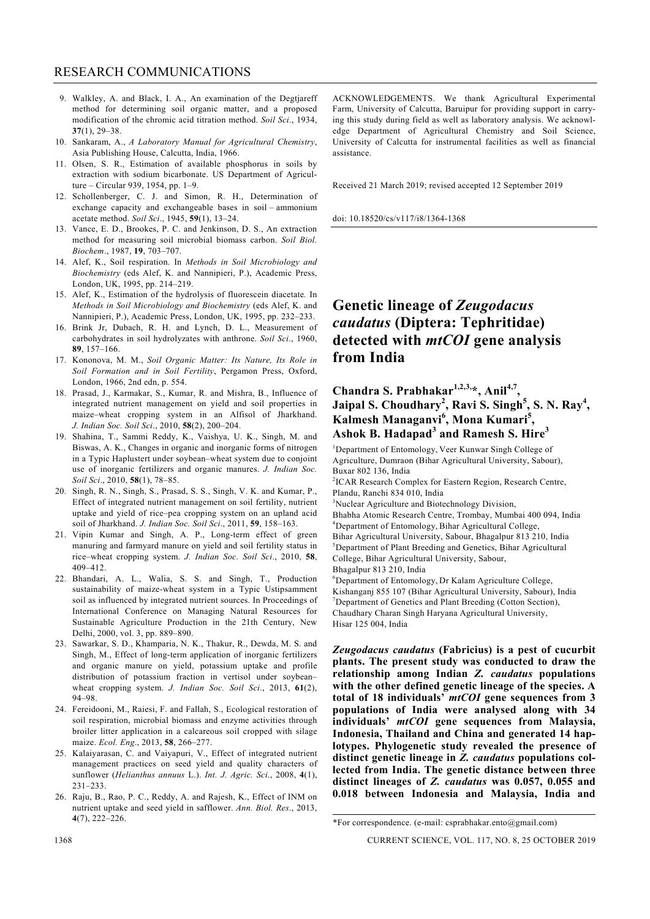9. Walkley, A. and Black, I. A., An examination of the Degtjareff method for determining soil organic matter, and a proposed modification of the chromic acid titration method. *Soil Sci*., 1934, **37**(1), 29–38.
10. Sankaram, A., *A Laboratory Manual for Agricultural Chemistry*, Asia Publishing House, Calcutta, India, 1966.
11. Olsen, S. R., Estimation of available phosphorus in soils by extraction with sodium bicarbonate. US Department of Agriculture – Circular 939, 1954, pp. 1–9.
12. Schollenberger, C. J. and Simon, R. H., Determination of exchange capacity and exchangeable bases in soil – ammonium acetate method. *Soil Sci*., 1945, **59**(1), 13–24.
13. Vance, E. D., Brookes, P. C. and Jenkinson, D. S., An extraction method for measuring soil microbial biomass carbon. *Soil Biol. Biochem*., 1987, **19**, 703–707.
14. Alef, K., Soil respiration. In *Methods in Soil Microbiology and Biochemistry* (eds Alef, K. and Nannipieri, P.), Academic Press, London, UK, 1995, pp. 214–219.
15. Alef, K., Estimation of the hydrolysis of fluorescein diacetate*.* In *Methods in Soil Microbiology and Biochemistry* (eds Alef, K. and Nannipieri, P.), Academic Press, London, UK, 1995, pp. 232–233.
16. Brink Jr, Dubach, R. H. and Lynch, D. L., Measurement of carbohydrates in soil hydrolyzates with anthrone. *Soil Sci*., 1960, **89**, 157–166.
17. Kononova, M. M., *Soil Organic Matter: Its Nature, Its Role in Soil Formation and in Soil Fertility*, Pergamon Press, Oxford, London, 1966, 2nd edn, p. 554.
18. Prasad, J., Karmakar, S., Kumar, R. and Mishra, B., Influence of integrated nutrient management on yield and soil properties in maize–wheat cropping system in an Alfisol of Jharkhand. *J. Indian Soc. Soil Sci*., 2010, **58**(2), 200–204.
19. Shahina, T., Sammi Reddy, K., Vaishya, U. K., Singh, M. and Biswas, A. K., Changes in organic and inorganic forms of nitrogen in a Typic Haplustert under soybean–wheat system due to conjoint use of inorganic fertilizers and organic manures. *J. Indian Soc. Soil Sci*., 2010, **58**(1), 78–85.
20. Singh, R. N., Singh, S., Prasad, S. S., Singh, V. K. and Kumar, P., Effect of integrated nutrient management on soil fertility, nutrient uptake and yield of rice–pea cropping system on an upland acid soil of Jharkhand. *J. Indian Soc. Soil Sci*., 2011, **59**, 158–163.
21. Vipin Kumar and Singh, A. P., Long-term effect of green manuring and farmyard manure on yield and soil fertility status in rice–wheat cropping system. *J. Indian Soc. Soil Sci*., 2010, **58**, 409–412.
22. Bhandari, A. L., Walia, S. S. and Singh, T., Production sustainability of maize-wheat system in a Typic Ustipsamment soil as influenced by integrated nutrient sources. In Proceedings of International Conference on Managing Natural Resources for Sustainable Agriculture Production in the 21th Century, New Delhi, 2000, vol. 3, pp. 889–890.
23. Sawarkar, S. D., Khamparia, N. K., Thakur, R., Dewda, M. S. and Singh, M., Effect of long-term application of inorganic fertilizers and organic manure on yield, potassium uptake and profile distribution of potassium fraction in vertisol under soybean–wheat cropping system. *J. Indian Soc. Soil Sci*., 2013, **61**(2), 94–98.
24. Fereidooni, M., Raiesi, F. and Fallah, S., Ecological restoration of soil respiration, microbial biomass and enzyme activities through broiler litter application in a calcareous soil cropped with silage maize. *Ecol. Eng*., 2013, **58**, 266–277.
25. Kalaiyarasan, C. and Vaiyapuri, V., Effect of integrated nutrient management practices on seed yield and quality characters of sunflower (*Helianthus annuus* L.). *Int. J. Agric. Sci*., 2008, **4**(1), 231–233.
26. Raju, B., Rao, P. C., Reddy, A. and Rajesh, K., Effect of INM on nutrient uptake and seed yield in safflower. *Ann. Biol. Res*., 2013, **4**(7), 222–226.

ACKNOWLEDGEMENTS. We thank Agricultural Experimental Farm, University of Calcutta, Baruipur for providing support in carrying this study during field as well as laboratory analysis. We acknowledge Department of Agricultural Chemistry and Soil Science, University of Calcutta for instrumental facilities as well as financial assistance.

Received 21 March 2019; revised accepted 12 September 2019

doi: 10.18520/cs/v117/i8/1364-1368

# Genetic lineage of *Zeugodacus caudatus* (Diptera: Tephritidae) detected with *mtCOI* gene analysis from India

**Chandra S. Prabhakar[1,2,3,*], Anil[4,7], Jaipal S. Choudhary[2], Ravi S. Singh[5], S. N. Ray[4], Kalmesh Managanvi[6], Mona Kumari[5], Ashok B. Hadapad[3] and Ramesh S. Hire[3]**

[1]Department of Entomology, Veer Kunwar Singh College of Agriculture, Dumraon (Bihar Agricultural University, Sabour), Buxar 802 136, India
[2]ICAR Research Complex for Eastern Region, Research Centre, Plandu, Ranchi 834 010, India
[3]Nuclear Agriculture and Biotechnology Division, Bhabha Atomic Research Centre, Trombay, Mumbai 400 094, India
[4]Department of Entomology, Bihar Agricultural College, Bihar Agricultural University, Sabour, Bhagalpur 813 210, India
[5]Department of Plant Breeding and Genetics, Bihar Agricultural College, Bihar Agricultural University, Sabour, Bhagalpur 813 210, India
[6]Department of Entomology, Dr Kalam Agriculture College, Kishanganj 855 107 (Bihar Agricultural University, Sabour), India
[7]Department of Genetics and Plant Breeding (Cotton Section), Chaudhary Charan Singh Haryana Agricultural University, Hisar 125 004, India

***Zeugodacus caudatus* (Fabricius) is a pest of cucurbit plants. The present study was conducted to draw the relationship among Indian *Z. caudatus* populations with the other defined genetic lineage of the species. A total of 18 individuals' *mtCOI* gene sequences from 3 populations of India were analysed along with 34 individuals' *mtCOI* gene sequences from Malaysia, Indonesia, Thailand and China and generated 14 haplotypes. Phylogenetic study revealed the presence of distinct genetic lineage in *Z. caudatus* populations collected from India. The genetic distance between three distinct lineages of *Z. caudatus* was 0.057, 0.055 and 0.018 between Indonesia and Malaysia, India and**

*For correspondence. (e-mail: csprabhakar.ento@gmail.com)